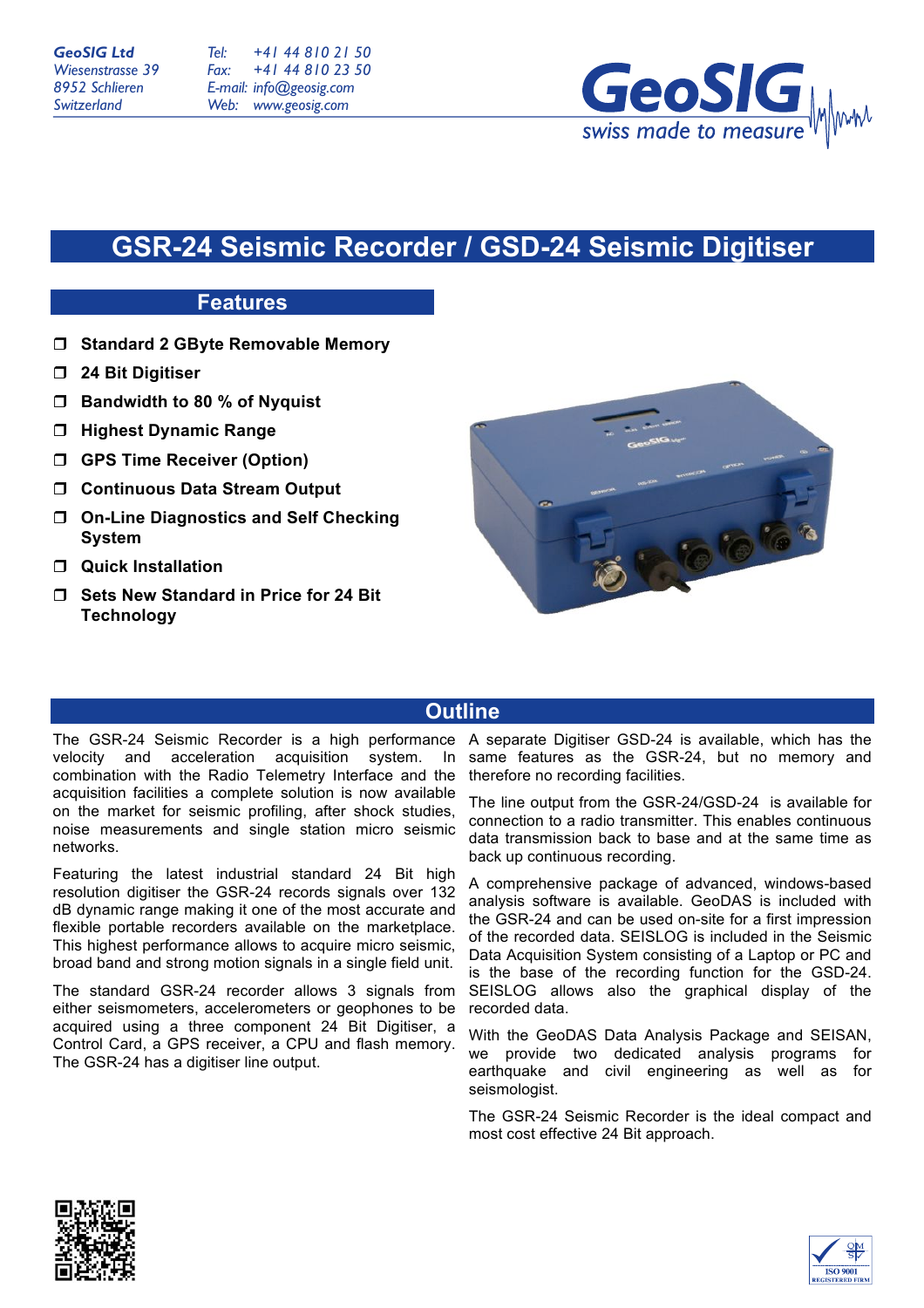GeoSIG Ltd
Wiesenstrasse 39
8952 Schlieren
Switzerland

Tel: +41 44 810 21 50
Fax: +41 44 810 23 50
E-mail: info@geosig.com
Web: www.geosig.com

GeoSIG swiss made to measure

# GSR-24 Seismic Recorder / GSD-24 Seismic Digitiser

## Features

- **Standard 2 GByte Removable Memory**
- **24 Bit Digitiser**
- **Bandwidth to 80 % of Nyquist**
- **Highest Dynamic Range**
- **GPS Time Receiver (Option)**
- **Continuous Data Stream Output**
- **On-Line Diagnostics and Self Checking System**
- **Quick Installation**
- **Sets New Standard in Price for 24 Bit Technology**

## Outline

The GSR-24 Seismic Recorder is a high performance velocity and acceleration acquisition system. In combination with the Radio Telemetry Interface and the acquisition facilities a complete solution is now available on the market for seismic profiling, after shock studies, noise measurements and single station micro seismic networks.

Featuring the latest industrial standard 24 Bit high resolution digitiser the GSR-24 records signals over 132 dB dynamic range making it one of the most accurate and flexible portable recorders available on the marketplace. This highest performance allows to acquire micro seismic, broad band and strong motion signals in a single field unit.

The standard GSR-24 recorder allows 3 signals from either seismometers, accelerometers or geophones to be acquired using a three component 24 Bit Digitiser, a Control Card, a GPS receiver, a CPU and flash memory. The GSR-24 has a digitiser line output.

A separate Digitiser GSD-24 is available, which has the same features as the GSR-24, but no memory and therefore no recording facilities.

The line output from the GSR-24/GSD-24 is available for connection to a radio transmitter. This enables continuous data transmission back to base and at the same time as back up continuous recording.

A comprehensive package of advanced, windows-based analysis software is available. GeoDAS is included with the GSR-24 and can be used on-site for a first impression of the recorded data. SEISLOG is included in the Seismic Data Acquisition System consisting of a Laptop or PC and is the base of the recording function for the GSD-24. SEISLOG allows also the graphical display of the recorded data.

With the GeoDAS Data Analysis Package and SEISAN, we provide two dedicated analysis programs for earthquake and civil engineering as well as for seismologist.

The GSR-24 Seismic Recorder is the ideal compact and most cost effective 24 Bit approach.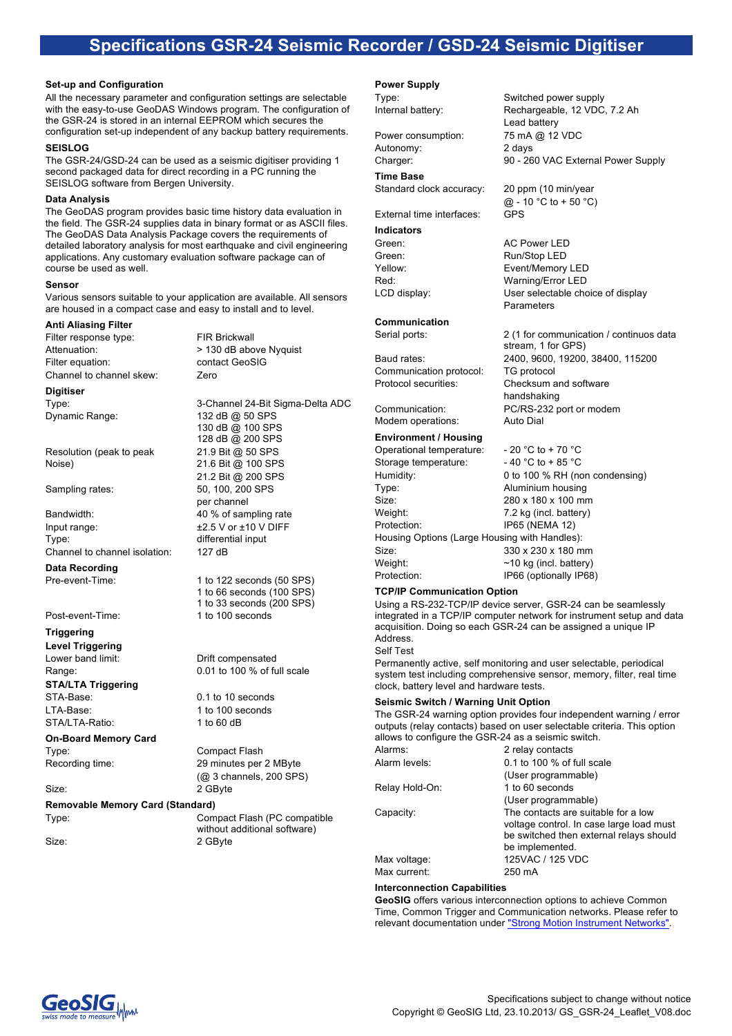# Specifications GSR-24 Seismic Recorder / GSD-24 Seismic Digitiser

### Set-up and Configuration

All the necessary parameter and configuration settings are selectable with the easy-to-use GeoDAS Windows program. The configuration of the GSR-24 is stored in an internal EEPROM which secures the configuration set-up independent of any backup battery requirements.

### SEISLOG

The GSR-24/GSD-24 can be used as a seismic digitiser providing 1 second packaged data for direct recording in a PC running the SEISLOG software from Bergen University.

### Data Analysis

The GeoDAS program provides basic time history data evaluation in the field. The GSR-24 supplies data in binary format or as ASCII files. The GeoDAS Data Analysis Package covers the requirements of detailed laboratory analysis for most earthquake and civil engineering applications. Any customary evaluation software package can of course be used as well.

### Sensor

Various sensors suitable to your application are available. All sensors are housed in a compact case and easy to install and to level.

### Anti Aliasing Filter

| | |
|---|---|
| Filter response type: | FIR Brickwall |
| Attenuation: | > 130 dB above Nyquist |
| Filter equation: | contact GeoSIG |
| Channel to channel skew: | Zero |

### Digitiser

| | |
|---|---|
| Type: | 3-Channel 24-Bit Sigma-Delta ADC |
| Dynamic Range: | 132 dB @ 50 SPS<br>130 dB @ 100 SPS<br>128 dB @ 200 SPS |
| Resolution (peak to peak Noise) | 21.9 Bit @ 50 SPS<br>21.6 Bit @ 100 SPS<br>21.2 Bit @ 200 SPS |
| Sampling rates: | 50, 100, 200 SPS per channel |
| Bandwidth: | 40 % of sampling rate |
| Input range: | ±2.5 V or ±10 V DIFF |
| Type: | differential input |
| Channel to channel isolation: | 127 dB |

### Data Recording

| | |
|---|---|
| Pre-event-Time: | 1 to 122 seconds (50 SPS)<br>1 to 66 seconds (100 SPS)<br>1 to 33 seconds (200 SPS) |
| Post-event-Time: | 1 to 100 seconds |

### Triggering

**Level Triggering**

| | |
|---|---|
| Lower band limit: | Drift compensated |
| Range: | 0.01 to 100 % of full scale |

**STA/LTA Triggering**

| | |
|---|---|
| STA-Base: | 0.1 to 10 seconds |
| LTA-Base: | 1 to 100 seconds |
| STA/LTA-Ratio: | 1 to 60 dB |

### On-Board Memory Card

| | |
|---|---|
| Type: | Compact Flash |
| Recording time: | 29 minutes per 2 MByte (@ 3 channels, 200 SPS) |
| Size: | 2 GByte |

### Removable Memory Card (Standard)

| | |
|---|---|
| Type: | Compact Flash (PC compatible without additional software) |
| Size: | 2 GByte |

### Power Supply

| | |
|---|---|
| Type: | Switched power supply |
| Internal battery: | Rechargeable, 12 VDC, 7.2 Ah Lead battery |
| Power consumption: | 75 mA @ 12 VDC |
| Autonomy: | 2 days |
| Charger: | 90 - 260 VAC External Power Supply |

### Time Base

| | |
|---|---|
| Standard clock accuracy: | 20 ppm (10 min/year @ - 10 °C to + 50 °C) |
| External time interfaces: | GPS |

### Indicators

| | |
|---|---|
| Green: | AC Power LED |
| Green: | Run/Stop LED |
| Yellow: | Event/Memory LED |
| Red: | Warning/Error LED |
| LCD display: | User selectable choice of display Parameters |

### Communication

| | |
|---|---|
| Serial ports: | 2 (1 for communication / continuos data stream, 1 for GPS) |
| Baud rates: | 2400, 9600, 19200, 38400, 115200 |
| Communication protocol: | TG protocol |
| Protocol securities: | Checksum and software handshaking |
| Communication: | PC/RS-232 port or modem |
| Modem operations: | Auto Dial |

### Environment / Housing

| | |
|---|---|
| Operational temperature: | - 20 °C to + 70 °C |
| Storage temperature: | - 40 °C to + 85 °C |
| Humidity: | 0 to 100 % RH (non condensing) |
| Type: | Aluminium housing |
| Size: | 280 x 180 x 100 mm |
| Weight: | 7.2 kg (incl. battery) |
| Protection: | IP65 (NEMA 12) |

Housing Options (Large Housing with Handles):

| | |
|---|---|
| Size: | 330 x 230 x 180 mm |
| Weight: | ~10 kg (incl. battery) |
| Protection: | IP66 (optionally IP68) |

### TCP/IP Communication Option

Using a RS-232-TCP/IP device server, GSR-24 can be seamlessly integrated in a TCP/IP computer network for instrument setup and data acquisition. Doing so each GSR-24 can be assigned a unique IP Address.

Self Test

Permanently active, self monitoring and user selectable, periodical system test including comprehensive sensor, memory, filter, real time clock, battery level and hardware tests.

### Seismic Switch / Warning Unit Option

The GSR-24 warning option provides four independent warning / error outputs (relay contacts) based on user selectable criteria. This option allows to configure the GSR-24 as a seismic switch.

| | |
|---|---|
| Alarms: | 2 relay contacts |
| Alarm levels: | 0.1 to 100 % of full scale (User programmable) |
| Relay Hold-On: | 1 to 60 seconds (User programmable) |
| Capacity: | The contacts are suitable for a low voltage control. In case large load must be switched then external relays should be implemented. |
| Max voltage: | 125VAC / 125 VDC |
| Max current: | 250 mA |

### Interconnection Capabilities

**GeoSIG** offers various interconnection options to achieve Common Time, Common Trigger and Communication networks. Please refer to relevant documentation under "Strong Motion Instrument Networks".

Specifications subject to change without notice
Copyright © GeoSIG Ltd, 23.10.2013/ GS_GSR-24_Leaflet_V08.doc